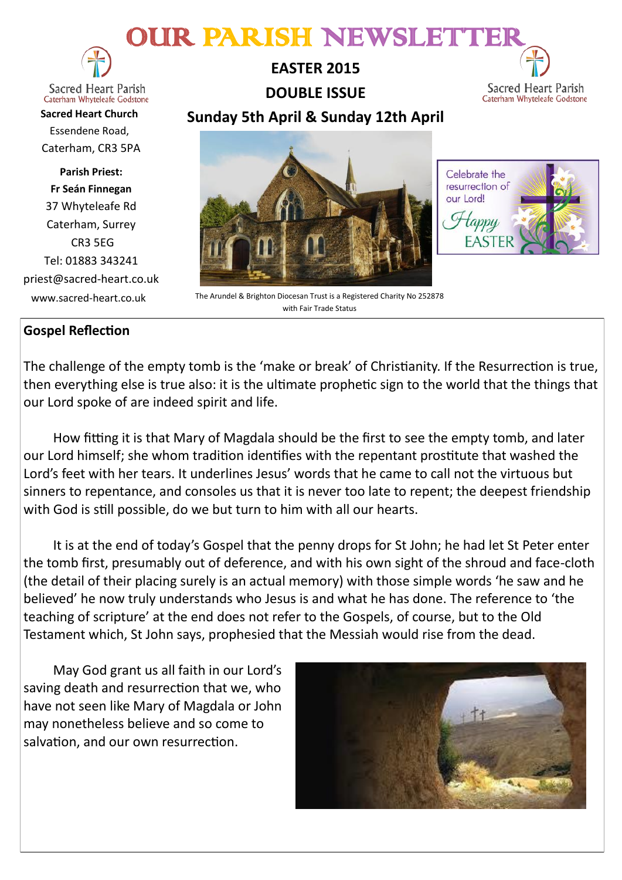# OUR PARISH NEWSLETTER

Sacred Heart Parish
Caterham Whyteleafe Godstone

**Sacred Heart Church**
Essendene Road,
Caterham, CR3 5PA

**Parish Priest:**
**Fr Seán Finnegan**
37 Whyteleafe Rd
Caterham, Surrey
CR3 5EG
Tel: 01883 343241
priest@sacred-heart.co.uk
www.sacred-heart.co.uk

**EASTER 2015**

**DOUBLE ISSUE**

**Sunday 5th April & Sunday 12th April**

Celebrate the resurrection of our Lord! Happy EASTER

The Arundel & Brighton Diocesan Trust is a Registered Charity No 252878 with Fair Trade Status

## Gospel Reflection

The challenge of the empty tomb is the 'make or break' of Christianity. If the Resurrection is true, then everything else is true also: it is the ultimate prophetic sign to the world that the things that our Lord spoke of are indeed spirit and life.

How fitting it is that Mary of Magdala should be the first to see the empty tomb, and later our Lord himself; she whom tradition identifies with the repentant prostitute that washed the Lord's feet with her tears. It underlines Jesus' words that he came to call not the virtuous but sinners to repentance, and consoles us that it is never too late to repent; the deepest friendship with God is still possible, do we but turn to him with all our hearts.

It is at the end of today's Gospel that the penny drops for St John; he had let St Peter enter the tomb first, presumably out of deference, and with his own sight of the shroud and face-cloth (the detail of their placing surely is an actual memory) with those simple words 'he saw and he believed' he now truly understands who Jesus is and what he has done. The reference to 'the teaching of scripture' at the end does not refer to the Gospels, of course, but to the Old Testament which, St John says, prophesied that the Messiah would rise from the dead.

May God grant us all faith in our Lord's saving death and resurrection that we, who have not seen like Mary of Magdala or John may nonetheless believe and so come to salvation, and our own resurrection.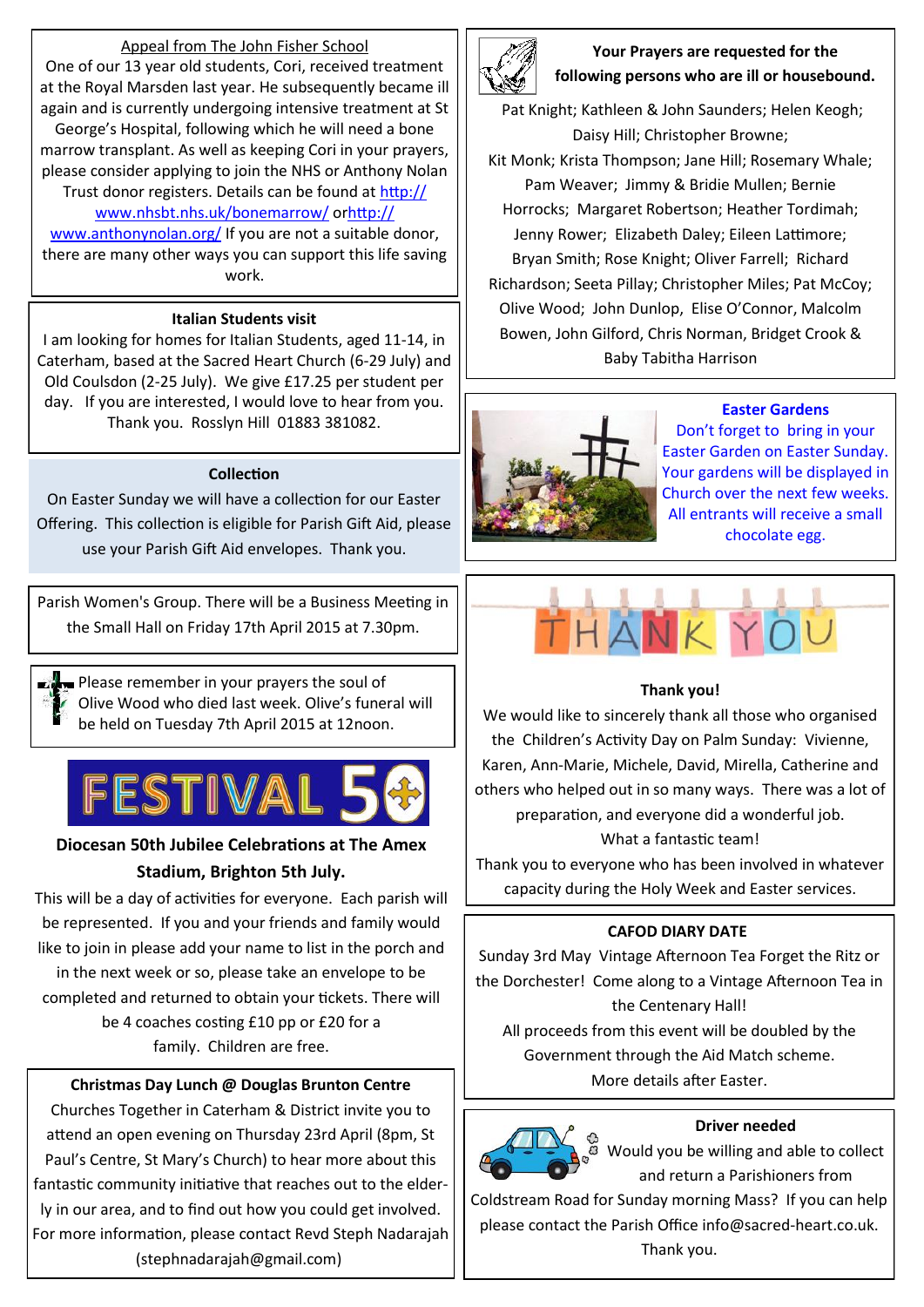## Appeal from The John Fisher School

One of our 13 year old students, Cori, received treatment at the Royal Marsden last year. He subsequently became ill again and is currently undergoing intensive treatment at St George's Hospital, following which he will need a bone marrow transplant. As well as keeping Cori in your prayers, please consider applying to join the NHS or Anthony Nolan Trust donor registers. Details can be found at http://www.nhsbt.nhs.uk/bonemarrow/ orhttp://www.anthonynolan.org/ If you are not a suitable donor, there are many other ways you can support this life saving work.

## Italian Students visit

I am looking for homes for Italian Students, aged 11-14, in Caterham, based at the Sacred Heart Church (6-29 July) and Old Coulsdon (2-25 July). We give £17.25 per student per day. If you are interested, I would love to hear from you. Thank you. Rosslyn Hill 01883 381082.

## Collection

On Easter Sunday we will have a collection for our Easter Offering. This collection is eligible for Parish Gift Aid, please use your Parish Gift Aid envelopes. Thank you.

Parish Women's Group. There will be a Business Meeting in the Small Hall on Friday 17th April 2015 at 7.30pm.

Please remember in your prayers the soul of Olive Wood who died last week. Olive's funeral will be held on Tuesday 7th April 2015 at 12noon.

FESTIVAL 50

## Diocesan 50th Jubilee Celebrations at The Amex Stadium, Brighton 5th July.

This will be a day of activities for everyone. Each parish will be represented. If you and your friends and family would like to join in please add your name to list in the porch and in the next week or so, please take an envelope to be completed and returned to obtain your tickets. There will be 4 coaches costing £10 pp or £20 for a family. Children are free.

## Christmas Day Lunch @ Douglas Brunton Centre

Churches Together in Caterham & District invite you to attend an open evening on Thursday 23rd April (8pm, St Paul's Centre, St Mary's Church) to hear more about this fantastic community initiative that reaches out to the elderly in our area, and to find out how you could get involved. For more information, please contact Revd Steph Nadarajah (stephnadarajah@gmail.com)

## Your Prayers are requested for the following persons who are ill or housebound.

Pat Knight; Kathleen & John Saunders; Helen Keogh; Daisy Hill; Christopher Browne; Kit Monk; Krista Thompson; Jane Hill; Rosemary Whale; Pam Weaver; Jimmy & Bridie Mullen; Bernie Horrocks; Margaret Robertson; Heather Tordimah; Jenny Rower; Elizabeth Daley; Eileen Lattimore; Bryan Smith; Rose Knight; Oliver Farrell; Richard Richardson; Seeta Pillay; Christopher Miles; Pat McCoy; Olive Wood; John Dunlop, Elise O'Connor, Malcolm Bowen, John Gilford, Chris Norman, Bridget Crook & Baby Tabitha Harrison

## Easter Gardens

Don't forget to bring in your Easter Garden on Easter Sunday. Your gardens will be displayed in Church over the next few weeks. All entrants will receive a small chocolate egg.

THANK YOU

## Thank you!

We would like to sincerely thank all those who organised the Children's Activity Day on Palm Sunday: Vivienne, Karen, Ann-Marie, Michele, David, Mirella, Catherine and others who helped out in so many ways. There was a lot of preparation, and everyone did a wonderful job.

What a fantastic team!

Thank you to everyone who has been involved in whatever capacity during the Holy Week and Easter services.

## CAFOD DIARY DATE

Sunday 3rd May Vintage Afternoon Tea Forget the Ritz or the Dorchester! Come along to a Vintage Afternoon Tea in the Centenary Hall!

All proceeds from this event will be doubled by the Government through the Aid Match scheme.

More details after Easter.

## Driver needed

Would you be willing and able to collect and return a Parishioners from Coldstream Road for Sunday morning Mass? If you can help please contact the Parish Office info@sacred-heart.co.uk. Thank you.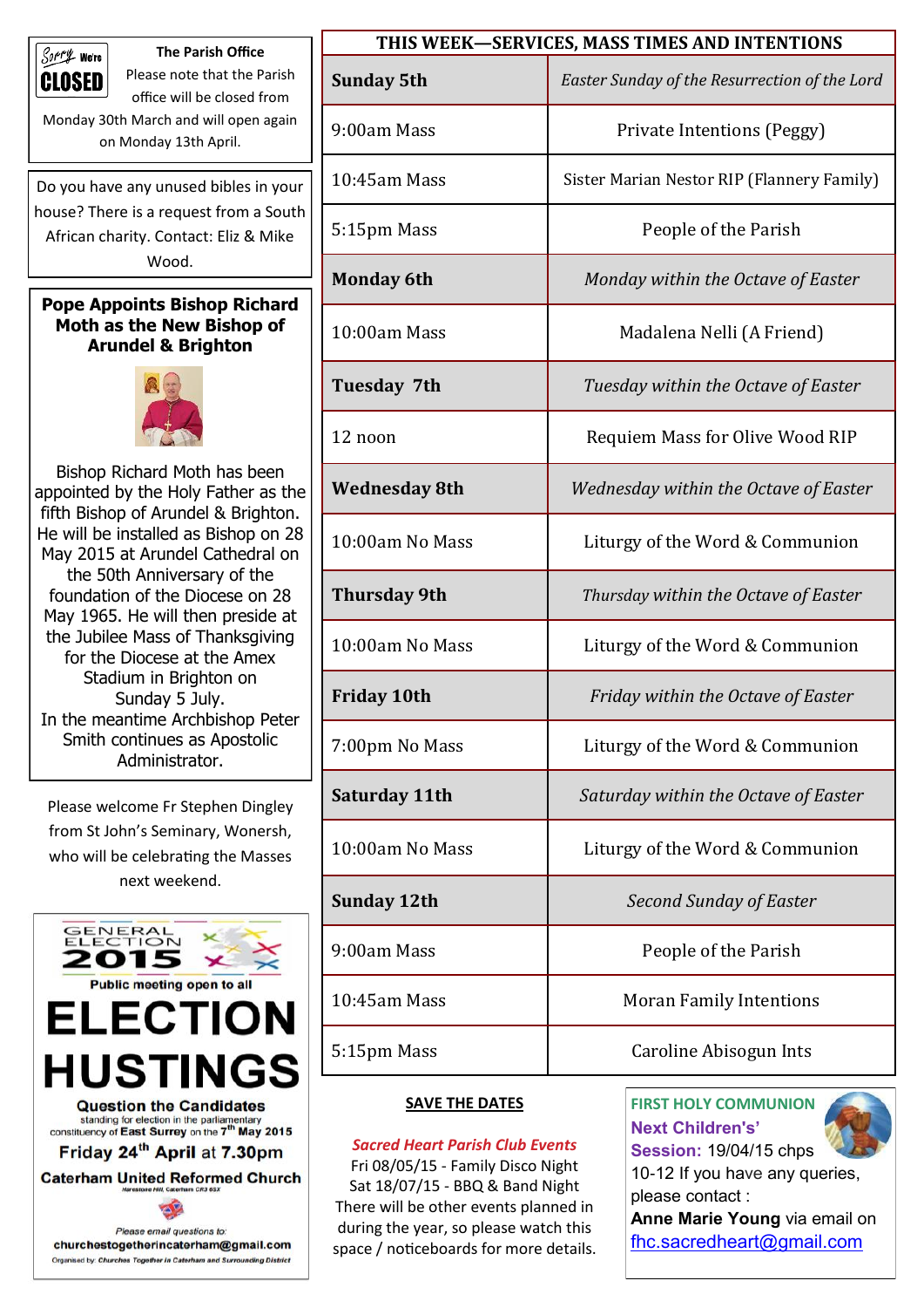**The Parish Office**

Please note that the Parish office will be closed from Monday 30th March and will open again on Monday 13th April.

Do you have any unused bibles in your house? There is a request from a South African charity. Contact: Eliz & Mike Wood.

## Pope Appoints Bishop Richard Moth as the New Bishop of Arundel & Brighton

Bishop Richard Moth has been appointed by the Holy Father as the fifth Bishop of Arundel & Brighton. He will be installed as Bishop on 28 May 2015 at Arundel Cathedral on the 50th Anniversary of the foundation of the Diocese on 28 May 1965. He will then preside at the Jubilee Mass of Thanksgiving for the Diocese at the Amex Stadium in Brighton on Sunday 5 July. In the meantime Archbishop Peter Smith continues as Apostolic Administrator.

Please welcome Fr Stephen Dingley from St John's Seminary, Wonersh, who will be celebrating the Masses next weekend.

GENERAL ELECTION 2015

Public meeting open to all

# ELECTION HUSTINGS

**Question the Candidates** standing for election in the parliamentary constituency of **East Surrey** on the 7th **May 2015**

**Friday 24th April at 7.30pm**

**Caterham United Reformed Church**

Harestone Hill, Caterham CR3 6SX

Please email questions to:
**churchestogetherincaterham@gmail.com**

Organised by: Churches Together in Caterham and Surrounding District

## THIS WEEK—SERVICES, MASS TIMES AND INTENTIONS

| | |
|---|---|
| **Sunday 5th** | *Easter Sunday of the Resurrection of the Lord* |
| 9:00am Mass | Private Intentions (Peggy) |
| 10:45am Mass | Sister Marian Nestor RIP (Flannery Family) |
| 5:15pm Mass | People of the Parish |
| **Monday 6th** | *Monday within the Octave of Easter* |
| 10:00am Mass | Madalena Nelli (A Friend) |
| **Tuesday 7th** | *Tuesday within the Octave of Easter* |
| 12 noon | Requiem Mass for Olive Wood RIP |
| **Wednesday 8th** | *Wednesday within the Octave of Easter* |
| 10:00am No Mass | Liturgy of the Word & Communion |
| **Thursday 9th** | *Thursday within the Octave of Easter* |
| 10:00am No Mass | Liturgy of the Word & Communion |
| **Friday 10th** | *Friday within the Octave of Easter* |
| 7:00pm No Mass | Liturgy of the Word & Communion |
| **Saturday 11th** | *Saturday within the Octave of Easter* |
| 10:00am No Mass | Liturgy of the Word & Communion |
| **Sunday 12th** | *Second Sunday of Easter* |
| 9:00am Mass | People of the Parish |
| 10:45am Mass | Moran Family Intentions |
| 5:15pm Mass | Caroline Abisogun Ints |

**SAVE THE DATES**

***Sacred Heart Parish Club Events***

Fri 08/05/15 - Family Disco Night
Sat 18/07/15 - BBQ & Band Night
There will be other events planned in during the year, so please watch this space / noticeboards for more details.

**FIRST HOLY COMMUNION**

**Next Children's' Session:** 19/04/15 chps 10-12 If you have any queries, please contact :
**Anne Marie Young** via email on fhc.sacredheart@gmail.com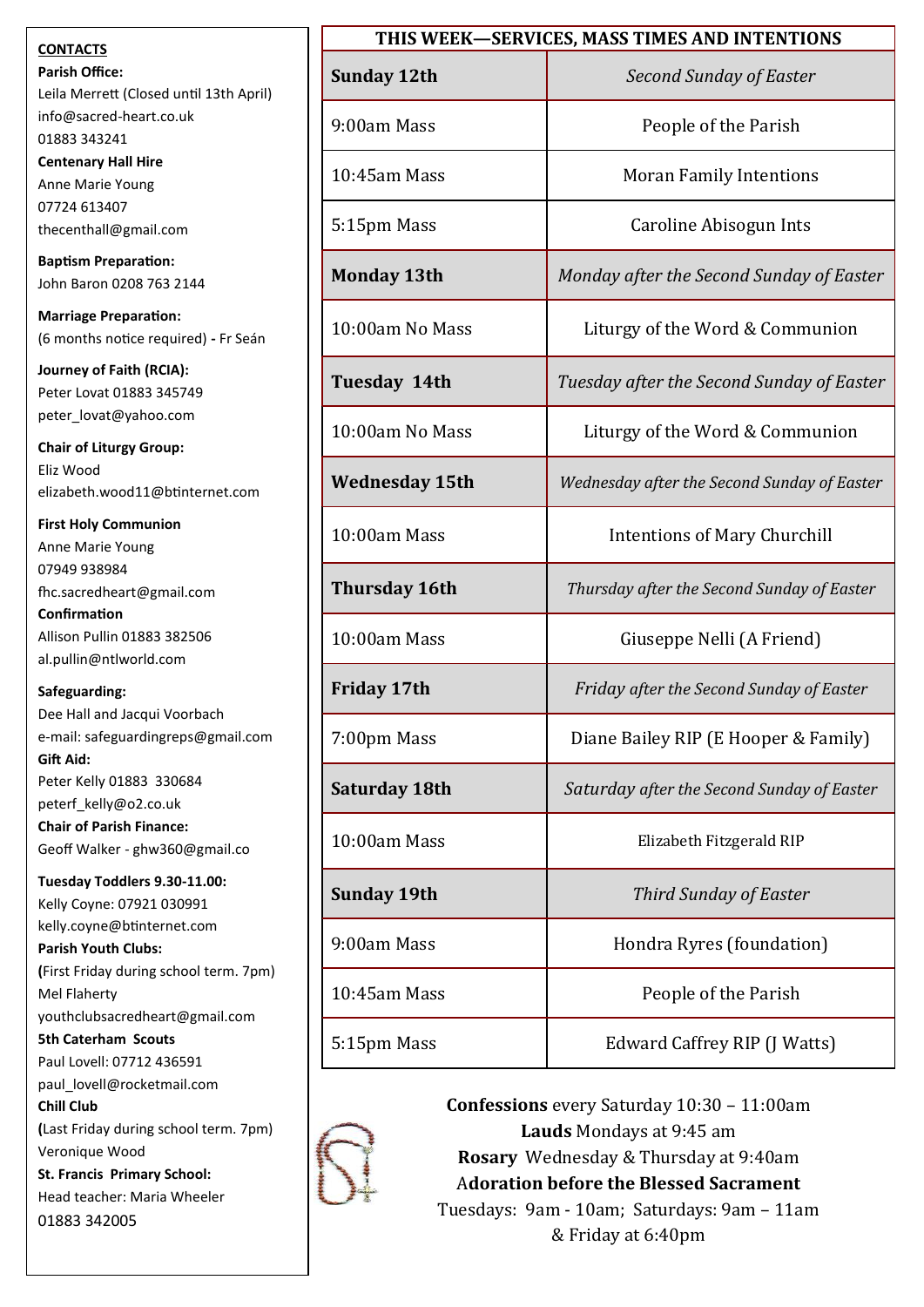**CONTACTS**

**Parish Office:**
Leila Merrett (Closed until 13th April)
info@sacred-heart.co.uk
01883 343241

**Centenary Hall Hire**
Anne Marie Young
07724 613407
thecenthall@gmail.com

**Baptism Preparation:**
John Baron 0208 763 2144

**Marriage Preparation:**
(6 months notice required) **-** Fr Seán

**Journey of Faith (RCIA):**
Peter Lovat 01883 345749
peter_lovat@yahoo.com

**Chair of Liturgy Group:**
Eliz Wood
elizabeth.wood11@btinternet.com

**First Holy Communion**
Anne Marie Young
07949 938984
fhc.sacredheart@gmail.com

**Confirmation**
Allison Pullin 01883 382506
al.pullin@ntlworld.com

**Safeguarding:**
Dee Hall and Jacqui Voorbach
e-mail: safeguardingreps@gmail.com

**Gift Aid:**
Peter Kelly 01883 330684
peterf_kelly@o2.co.uk

**Chair of Parish Finance:**
Geoff Walker - ghw360@gmail.co

**Tuesday Toddlers 9.30-11.00:**
Kelly Coyne: 07921 030991
kelly.coyne@btinternet.com

**Parish Youth Clubs:**
**(**First Friday during school term. 7pm)
Mel Flaherty
youthclubsacredheart@gmail.com

**5th Caterham Scouts**
Paul Lovell: 07712 436591
paul_lovell@rocketmail.com

**Chill Club**
**(**Last Friday during school term. 7pm)
Veronique Wood

**St. Francis Primary School:**
Head teacher: Maria Wheeler
01883 342005

## THIS WEEK—SERVICES, MASS TIMES AND INTENTIONS

| | |
|---|---|
| **Sunday 12th** | *Second Sunday of Easter* |
| 9:00am Mass | People of the Parish |
| 10:45am Mass | Moran Family Intentions |
| 5:15pm Mass | Caroline Abisogun Ints |
| **Monday 13th** | *Monday after the Second Sunday of Easter* |
| 10:00am No Mass | Liturgy of the Word & Communion |
| **Tuesday 14th** | *Tuesday after the Second Sunday of Easter* |
| 10:00am No Mass | Liturgy of the Word & Communion |
| **Wednesday 15th** | *Wednesday after the Second Sunday of Easter* |
| 10:00am Mass | Intentions of Mary Churchill |
| **Thursday 16th** | *Thursday after the Second Sunday of Easter* |
| 10:00am Mass | Giuseppe Nelli (A Friend) |
| **Friday 17th** | *Friday after the Second Sunday of Easter* |
| 7:00pm Mass | Diane Bailey RIP (E Hooper & Family) |
| **Saturday 18th** | *Saturday after the Second Sunday of Easter* |
| 10:00am Mass | Elizabeth Fitzgerald RIP |
| **Sunday 19th** | *Third Sunday of Easter* |
| 9:00am Mass | Hondra Ryres (foundation) |
| 10:45am Mass | People of the Parish |
| 5:15pm Mass | Edward Caffrey RIP (J Watts) |

**Confessions** every Saturday 10:30 – 11:00am
**Lauds** Mondays at 9:45 am
**Rosary** Wednesday & Thursday at 9:40am
**Adoration before the Blessed Sacrament**
Tuesdays: 9am - 10am; Saturdays: 9am – 11am
& Friday at 6:40pm